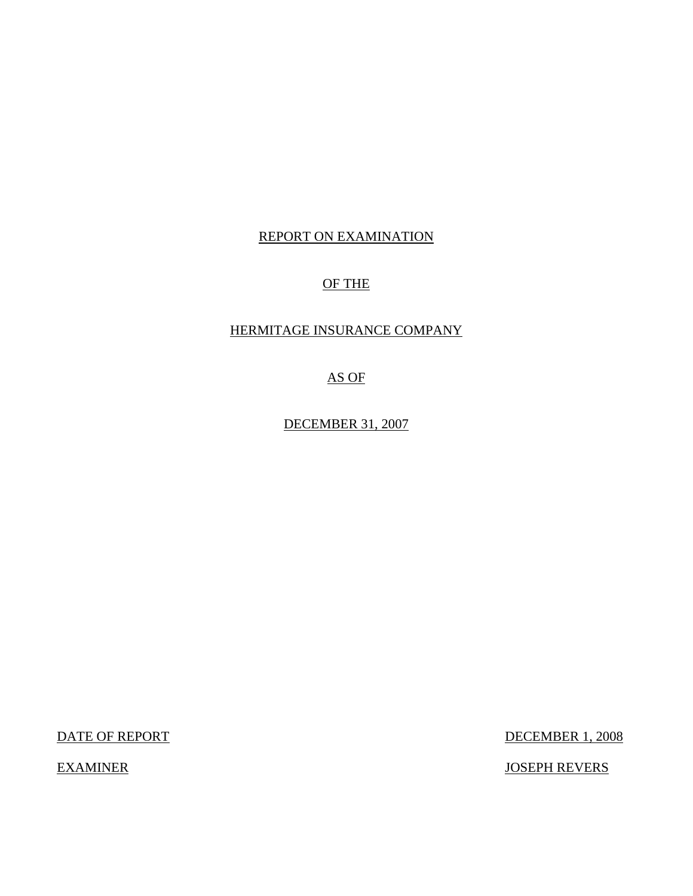# REPORT ON EXAMINATION

# OF THE

# HERMITAGE INSURANCE COMPANY

# AS OF

# DECEMBER 31, 2007

| | |
|---|---|
| DATE OF REPORT | DECEMBER 1, 2008 |
| EXAMINER | JOSEPH REVERS |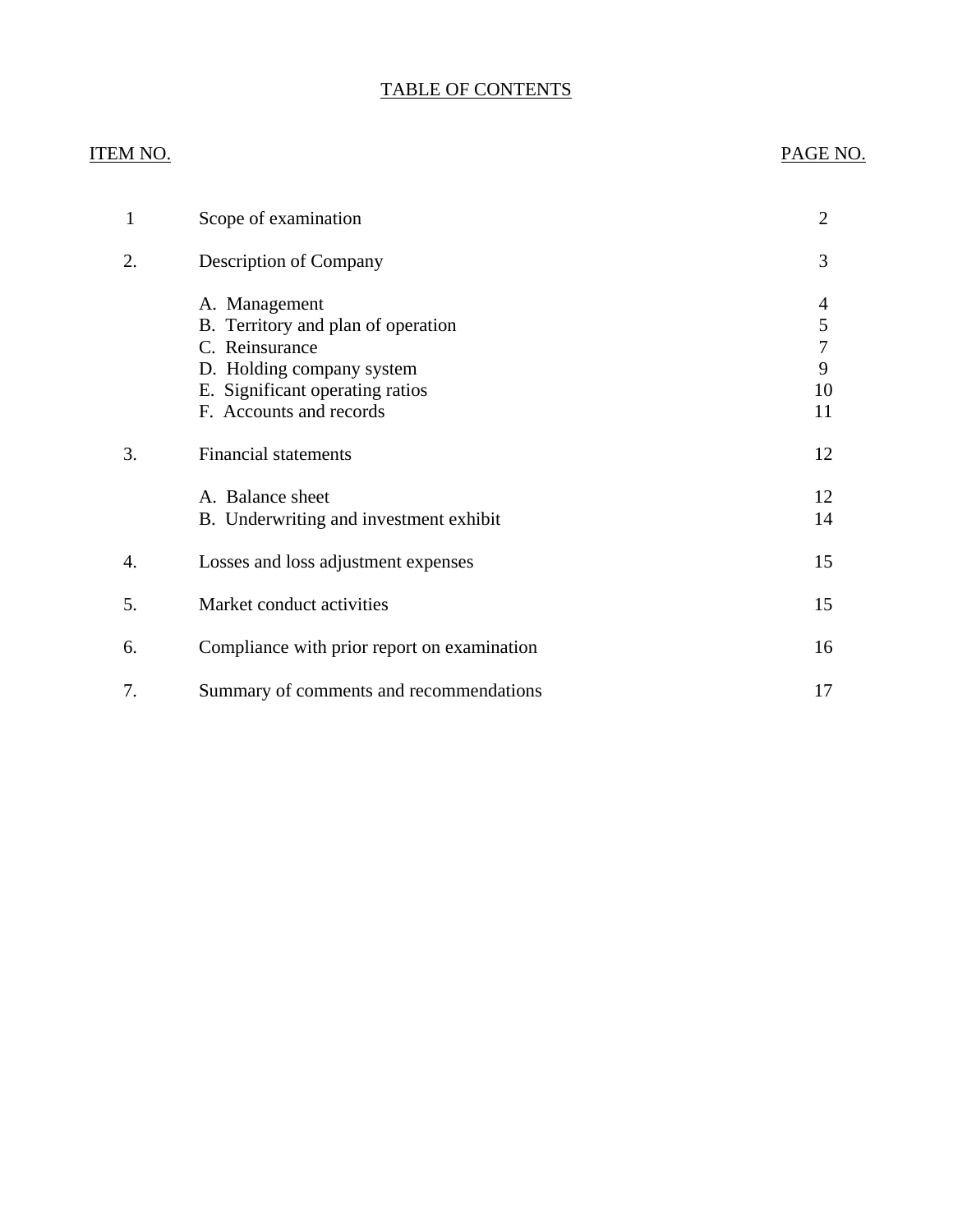# TABLE OF CONTENTS

| ITEM NO. | | PAGE NO. |
|---|---|---|
| 1 | Scope of examination | 2 |
| 2. | Description of Company | 3 |
| | A. Management | 4 |
| | B. Territory and plan of operation | 5 |
| | C. Reinsurance | 7 |
| | D. Holding company system | 9 |
| | E. Significant operating ratios | 10 |
| | F. Accounts and records | 11 |
| 3. | Financial statements | 12 |
| | A. Balance sheet | 12 |
| | B. Underwriting and investment exhibit | 14 |
| 4. | Losses and loss adjustment expenses | 15 |
| 5. | Market conduct activities | 15 |
| 6. | Compliance with prior report on examination | 16 |
| 7. | Summary of comments and recommendations | 17 |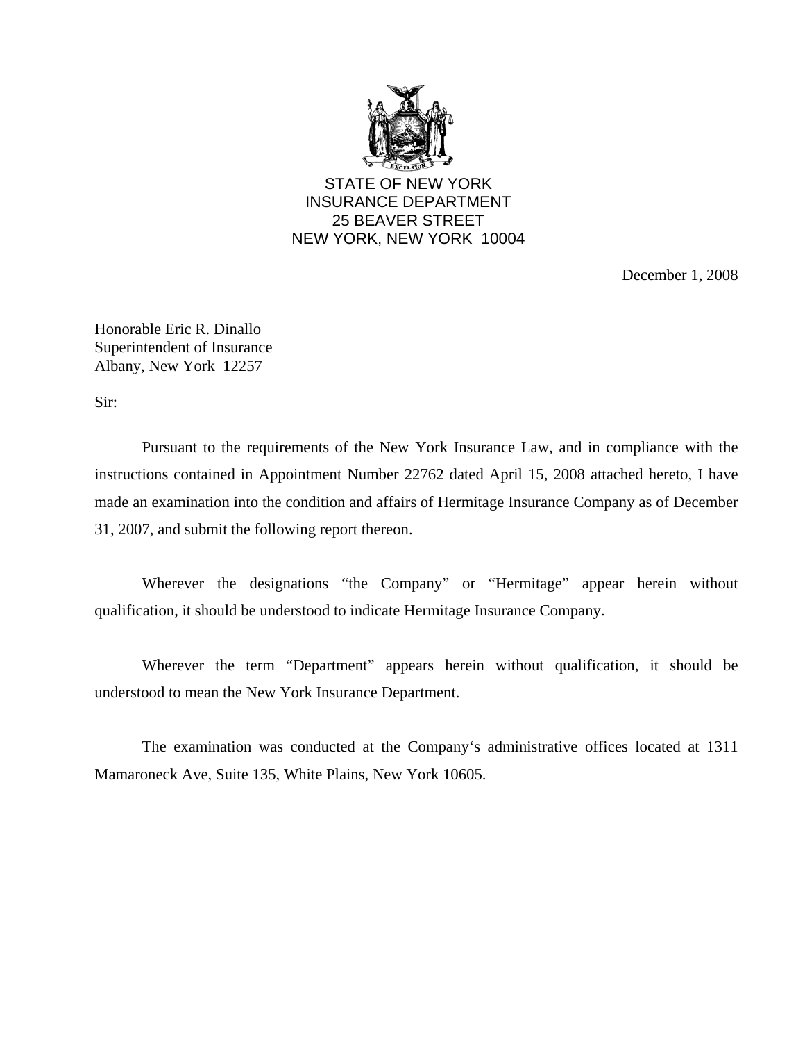STATE OF NEW YORK
INSURANCE DEPARTMENT
25 BEAVER STREET
NEW YORK, NEW YORK 10004

December 1, 2008

Honorable Eric R. Dinallo
Superintendent of Insurance
Albany, New York 12257

Sir:

Pursuant to the requirements of the New York Insurance Law, and in compliance with the instructions contained in Appointment Number 22762 dated April 15, 2008 attached hereto, I have made an examination into the condition and affairs of Hermitage Insurance Company as of December 31, 2007, and submit the following report thereon.

Wherever the designations "the Company" or "Hermitage" appear herein without qualification, it should be understood to indicate Hermitage Insurance Company.

Wherever the term "Department" appears herein without qualification, it should be understood to mean the New York Insurance Department.

The examination was conducted at the Company's administrative offices located at 1311 Mamaroneck Ave, Suite 135, White Plains, New York 10605.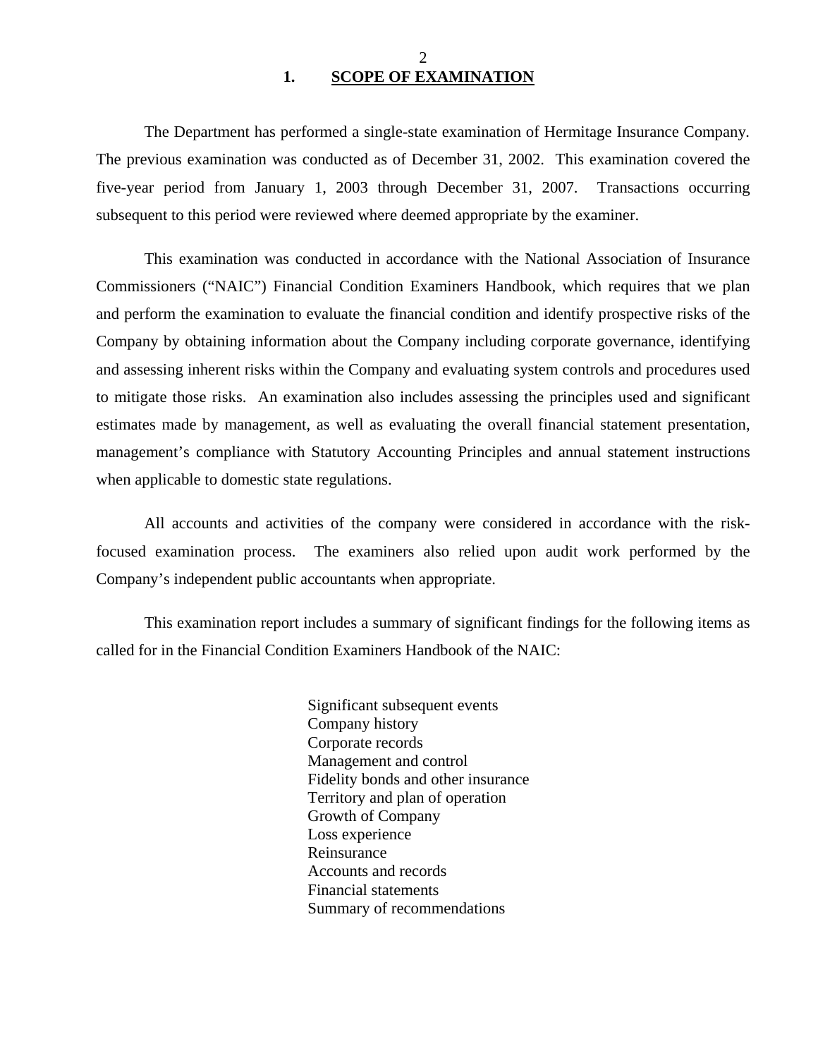## 1. SCOPE OF EXAMINATION

The Department has performed a single-state examination of Hermitage Insurance Company. The previous examination was conducted as of December 31, 2002. This examination covered the five-year period from January 1, 2003 through December 31, 2007. Transactions occurring subsequent to this period were reviewed where deemed appropriate by the examiner.

This examination was conducted in accordance with the National Association of Insurance Commissioners ("NAIC") Financial Condition Examiners Handbook, which requires that we plan and perform the examination to evaluate the financial condition and identify prospective risks of the Company by obtaining information about the Company including corporate governance, identifying and assessing inherent risks within the Company and evaluating system controls and procedures used to mitigate those risks. An examination also includes assessing the principles used and significant estimates made by management, as well as evaluating the overall financial statement presentation, management's compliance with Statutory Accounting Principles and annual statement instructions when applicable to domestic state regulations.

All accounts and activities of the company were considered in accordance with the risk-focused examination process. The examiners also relied upon audit work performed by the Company's independent public accountants when appropriate.

This examination report includes a summary of significant findings for the following items as called for in the Financial Condition Examiners Handbook of the NAIC:

Significant subsequent events
Company history
Corporate records
Management and control
Fidelity bonds and other insurance
Territory and plan of operation
Growth of Company
Loss experience
Reinsurance
Accounts and records
Financial statements
Summary of recommendations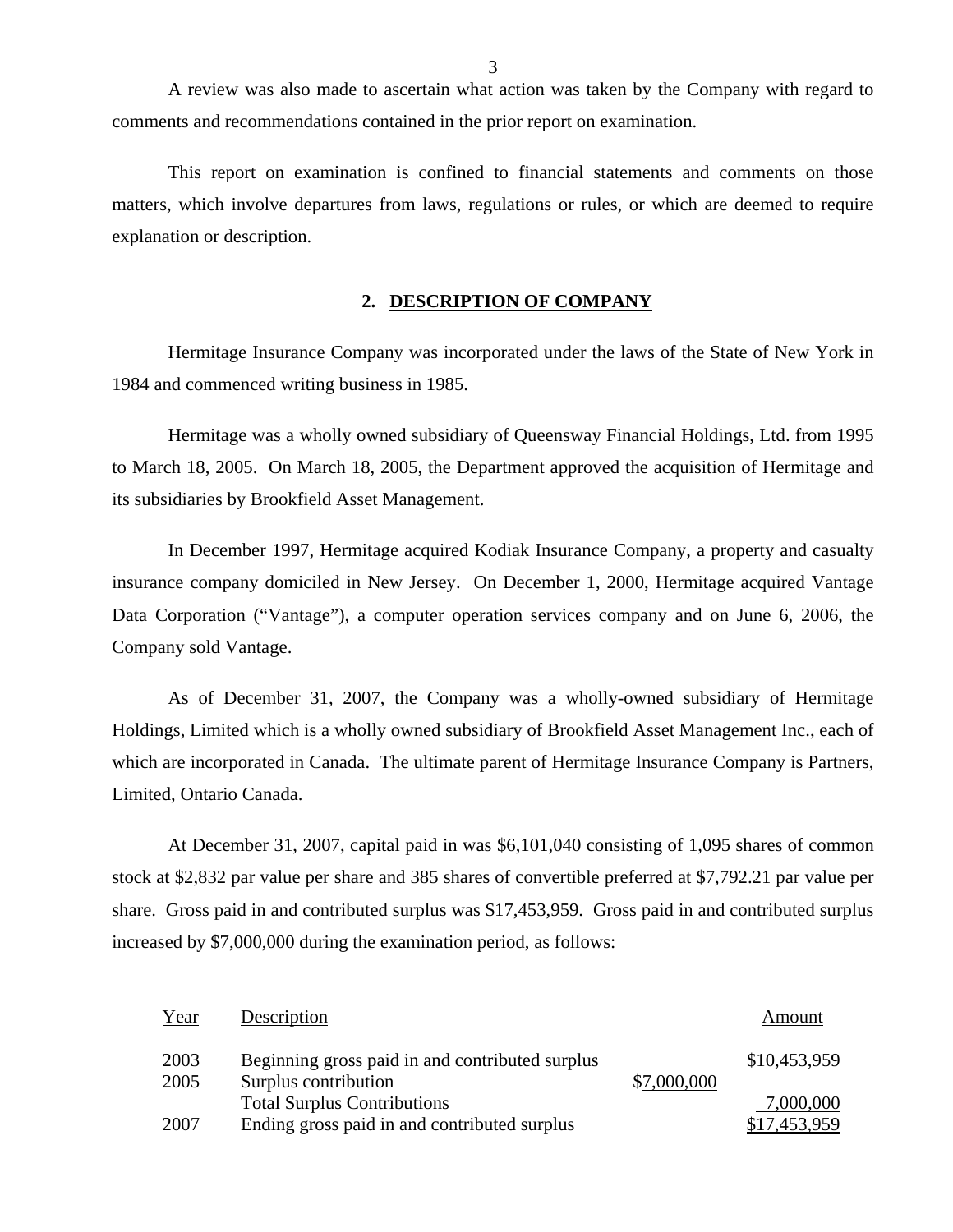A review was also made to ascertain what action was taken by the Company with regard to comments and recommendations contained in the prior report on examination.

This report on examination is confined to financial statements and comments on those matters, which involve departures from laws, regulations or rules, or which are deemed to require explanation or description.

## 2. DESCRIPTION OF COMPANY

Hermitage Insurance Company was incorporated under the laws of the State of New York in 1984 and commenced writing business in 1985.

Hermitage was a wholly owned subsidiary of Queensway Financial Holdings, Ltd. from 1995 to March 18, 2005. On March 18, 2005, the Department approved the acquisition of Hermitage and its subsidiaries by Brookfield Asset Management.

In December 1997, Hermitage acquired Kodiak Insurance Company, a property and casualty insurance company domiciled in New Jersey. On December 1, 2000, Hermitage acquired Vantage Data Corporation ("Vantage"), a computer operation services company and on June 6, 2006, the Company sold Vantage.

As of December 31, 2007, the Company was a wholly-owned subsidiary of Hermitage Holdings, Limited which is a wholly owned subsidiary of Brookfield Asset Management Inc., each of which are incorporated in Canada. The ultimate parent of Hermitage Insurance Company is Partners, Limited, Ontario Canada.

At December 31, 2007, capital paid in was $6,101,040 consisting of 1,095 shares of common stock at $2,832 par value per share and 385 shares of convertible preferred at $7,792.21 par value per share. Gross paid in and contributed surplus was $17,453,959. Gross paid in and contributed surplus increased by $7,000,000 during the examination period, as follows:

| Year | Description | | Amount |
|---|---|---|---|
| 2003 | Beginning gross paid in and contributed surplus | | $10,453,959 |
| 2005 | Surplus contribution | $7,000,000 | |
| | Total Surplus Contributions | | 7,000,000 |
| 2007 | Ending gross paid in and contributed surplus | | $17,453,959 |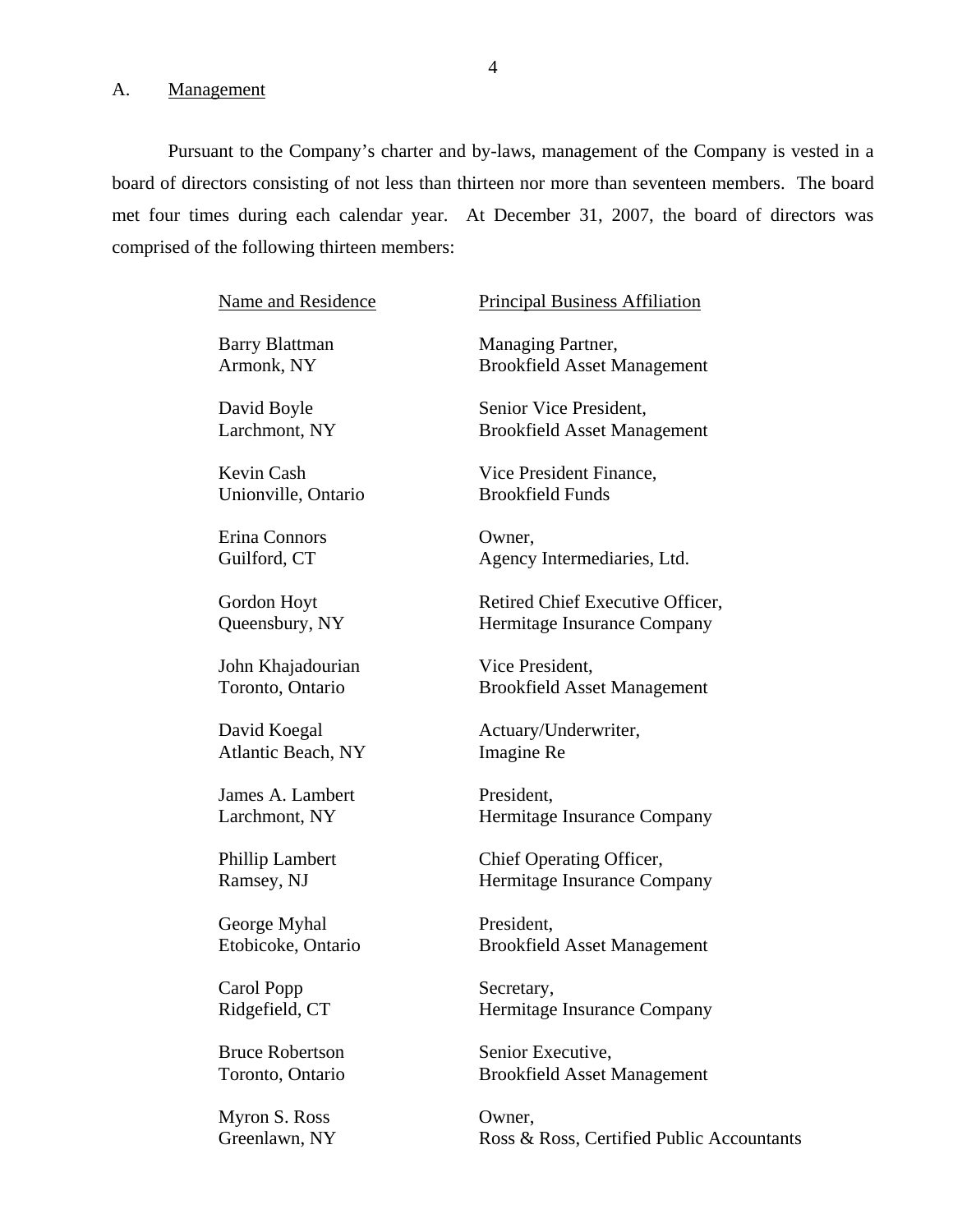## A. Management

Pursuant to the Company's charter and by-laws, management of the Company is vested in a board of directors consisting of not less than thirteen nor more than seventeen members. The board met four times during each calendar year. At December 31, 2007, the board of directors was comprised of the following thirteen members:

| Name and Residence | Principal Business Affiliation |
|---|---|
| Barry Blattman<br>Armonk, NY | Managing Partner,<br>Brookfield Asset Management |
| David Boyle<br>Larchmont, NY | Senior Vice President,<br>Brookfield Asset Management |
| Kevin Cash<br>Unionville, Ontario | Vice President Finance,<br>Brookfield Funds |
| Erina Connors<br>Guilford, CT | Owner,<br>Agency Intermediaries, Ltd. |
| Gordon Hoyt<br>Queensbury, NY | Retired Chief Executive Officer,<br>Hermitage Insurance Company |
| John Khajadourian<br>Toronto, Ontario | Vice President,<br>Brookfield Asset Management |
| David Koegal<br>Atlantic Beach, NY | Actuary/Underwriter,<br>Imagine Re |
| James A. Lambert<br>Larchmont, NY | President,<br>Hermitage Insurance Company |
| Phillip Lambert<br>Ramsey, NJ | Chief Operating Officer,<br>Hermitage Insurance Company |
| George Myhal<br>Etobicoke, Ontario | President,<br>Brookfield Asset Management |
| Carol Popp<br>Ridgefield, CT | Secretary,<br>Hermitage Insurance Company |
| Bruce Robertson<br>Toronto, Ontario | Senior Executive,<br>Brookfield Asset Management |
| Myron S. Ross<br>Greenlawn, NY | Owner,<br>Ross & Ross, Certified Public Accountants |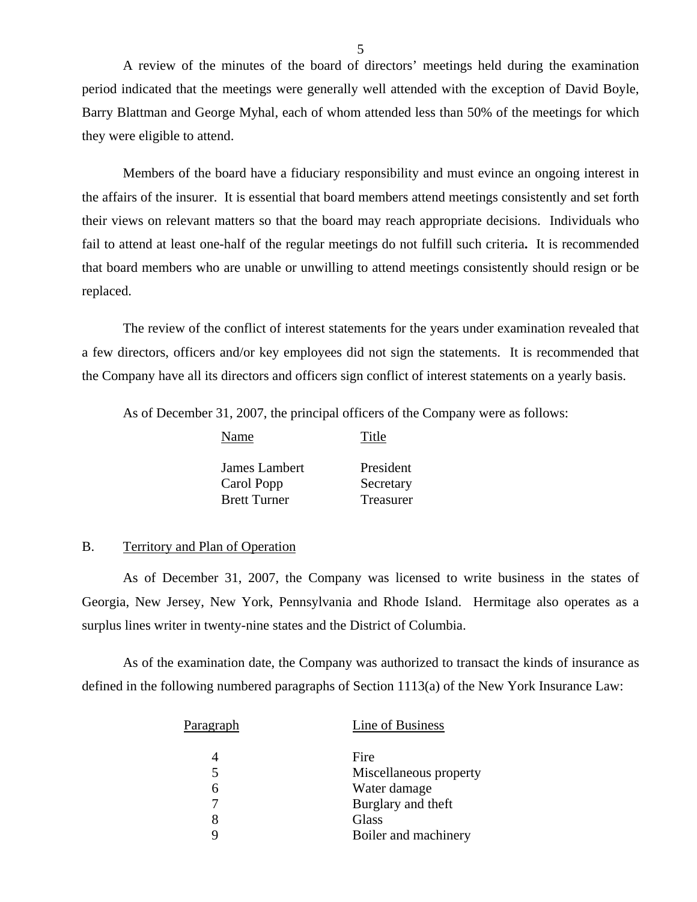A review of the minutes of the board of directors' meetings held during the examination period indicated that the meetings were generally well attended with the exception of David Boyle, Barry Blattman and George Myhal, each of whom attended less than 50% of the meetings for which they were eligible to attend.

Members of the board have a fiduciary responsibility and must evince an ongoing interest in the affairs of the insurer. It is essential that board members attend meetings consistently and set forth their views on relevant matters so that the board may reach appropriate decisions. Individuals who fail to attend at least one-half of the regular meetings do not fulfill such criteria**.** It is recommended that board members who are unable or unwilling to attend meetings consistently should resign or be replaced.

The review of the conflict of interest statements for the years under examination revealed that a few directors, officers and/or key employees did not sign the statements. It is recommended that the Company have all its directors and officers sign conflict of interest statements on a yearly basis.

As of December 31, 2007, the principal officers of the Company were as follows:

| Name | Title |
| --- | --- |
| James Lambert | President |
| Carol Popp | Secretary |
| Brett Turner | Treasurer |

## B. Territory and Plan of Operation

As of December 31, 2007, the Company was licensed to write business in the states of Georgia, New Jersey, New York, Pennsylvania and Rhode Island. Hermitage also operates as a surplus lines writer in twenty-nine states and the District of Columbia.

As of the examination date, the Company was authorized to transact the kinds of insurance as defined in the following numbered paragraphs of Section 1113(a) of the New York Insurance Law:

| Paragraph | Line of Business |
| --- | --- |
| 4 | Fire |
| 5 | Miscellaneous property |
| 6 | Water damage |
| 7 | Burglary and theft |
| 8 | Glass |
| 9 | Boiler and machinery |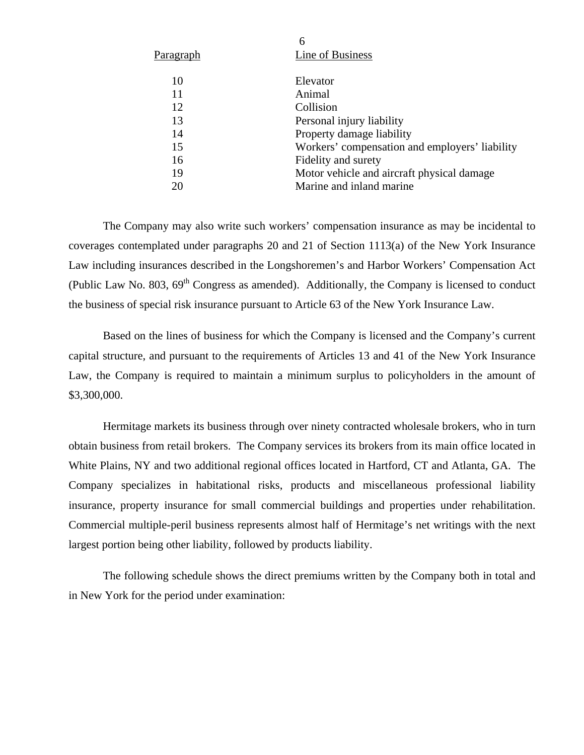| Paragraph | Line of Business |
|---|---|
| 10 | Elevator |
| 11 | Animal |
| 12 | Collision |
| 13 | Personal injury liability |
| 14 | Property damage liability |
| 15 | Workers' compensation and employers' liability |
| 16 | Fidelity and surety |
| 19 | Motor vehicle and aircraft physical damage |
| 20 | Marine and inland marine |

The Company may also write such workers' compensation insurance as may be incidental to coverages contemplated under paragraphs 20 and 21 of Section 1113(a) of the New York Insurance Law including insurances described in the Longshoremen's and Harbor Workers' Compensation Act (Public Law No. 803, 69th Congress as amended). Additionally, the Company is licensed to conduct the business of special risk insurance pursuant to Article 63 of the New York Insurance Law.

Based on the lines of business for which the Company is licensed and the Company's current capital structure, and pursuant to the requirements of Articles 13 and 41 of the New York Insurance Law, the Company is required to maintain a minimum surplus to policyholders in the amount of $3,300,000.

Hermitage markets its business through over ninety contracted wholesale brokers, who in turn obtain business from retail brokers. The Company services its brokers from its main office located in White Plains, NY and two additional regional offices located in Hartford, CT and Atlanta, GA. The Company specializes in habitational risks, products and miscellaneous professional liability insurance, property insurance for small commercial buildings and properties under rehabilitation. Commercial multiple-peril business represents almost half of Hermitage's net writings with the next largest portion being other liability, followed by products liability.

The following schedule shows the direct premiums written by the Company both in total and in New York for the period under examination: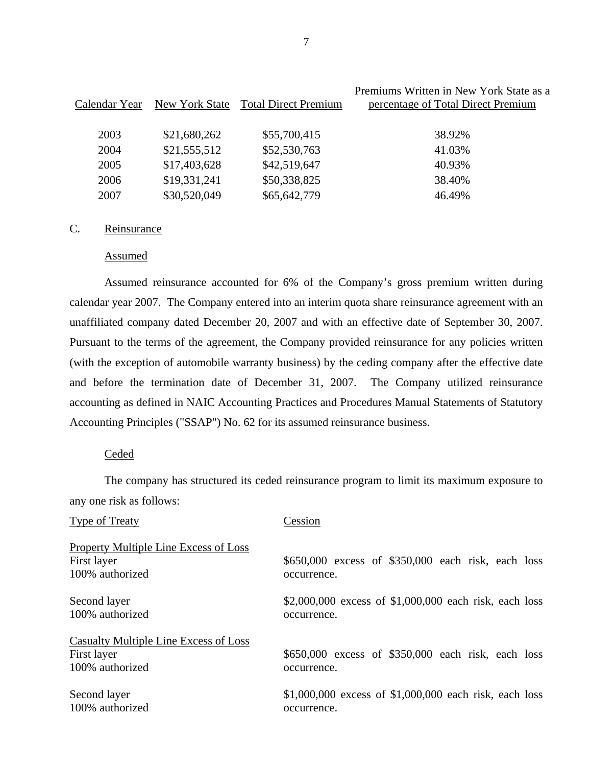| Calendar Year | New York State | Total Direct Premium | Premiums Written in New York State as a percentage of Total Direct Premium |
|---|---|---|---|
| 2003 | $21,680,262 | $55,700,415 | 38.92% |
| 2004 | $21,555,512 | $52,530,763 | 41.03% |
| 2005 | $17,403,628 | $42,519,647 | 40.93% |
| 2006 | $19,331,241 | $50,338,825 | 38.40% |
| 2007 | $30,520,049 | $65,642,779 | 46.49% |

## C. Reinsurance

### Assumed

Assumed reinsurance accounted for 6% of the Company's gross premium written during calendar year 2007. The Company entered into an interim quota share reinsurance agreement with an unaffiliated company dated December 20, 2007 and with an effective date of September 30, 2007. Pursuant to the terms of the agreement, the Company provided reinsurance for any policies written (with the exception of automobile warranty business) by the ceding company after the effective date and before the termination date of December 31, 2007. The Company utilized reinsurance accounting as defined in NAIC Accounting Practices and Procedures Manual Statements of Statutory Accounting Principles ("SSAP") No. 62 for its assumed reinsurance business.

### Ceded

The company has structured its ceded reinsurance program to limit its maximum exposure to any one risk as follows:

| Type of Treaty | Cession |
|---|---|
| Property Multiple Line Excess of Loss | |
| First layer<br>100% authorized | $650,000 excess of $350,000 each risk, each loss occurrence. |
| Second layer<br>100% authorized | $2,000,000 excess of $1,000,000 each risk, each loss occurrence. |
| Casualty Multiple Line Excess of Loss | |
| First layer<br>100% authorized | $650,000 excess of $350,000 each risk, each loss occurrence. |
| Second layer<br>100% authorized | $1,000,000 excess of $1,000,000 each risk, each loss occurrence. |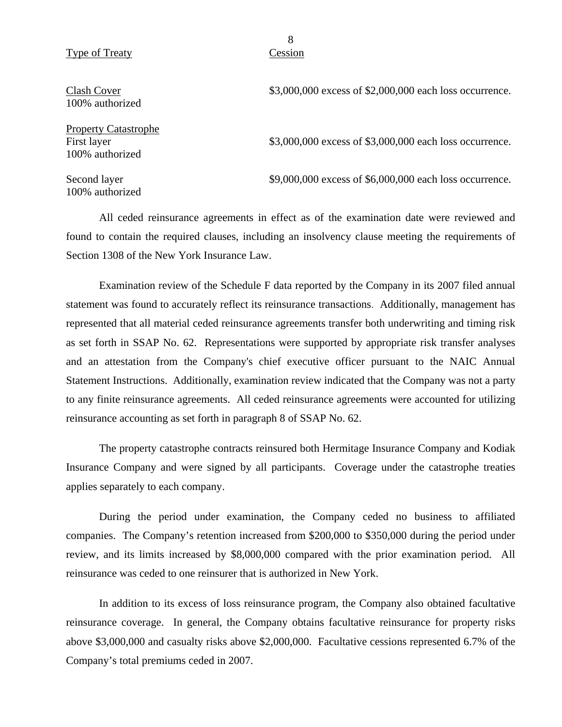| Type of Treaty | Cession |
|---|---|
| Clash Cover<br>100% authorized | \$3,000,000 excess of \$2,000,000 each loss occurrence. |
| Property Catastrophe<br>First layer<br>100% authorized | \$3,000,000 excess of \$3,000,000 each loss occurrence. |
| Second layer<br>100% authorized | \$9,000,000 excess of \$6,000,000 each loss occurrence. |

All ceded reinsurance agreements in effect as of the examination date were reviewed and found to contain the required clauses, including an insolvency clause meeting the requirements of Section 1308 of the New York Insurance Law.

Examination review of the Schedule F data reported by the Company in its 2007 filed annual statement was found to accurately reflect its reinsurance transactions. Additionally, management has represented that all material ceded reinsurance agreements transfer both underwriting and timing risk as set forth in SSAP No. 62. Representations were supported by appropriate risk transfer analyses and an attestation from the Company's chief executive officer pursuant to the NAIC Annual Statement Instructions. Additionally, examination review indicated that the Company was not a party to any finite reinsurance agreements. All ceded reinsurance agreements were accounted for utilizing reinsurance accounting as set forth in paragraph 8 of SSAP No. 62.

The property catastrophe contracts reinsured both Hermitage Insurance Company and Kodiak Insurance Company and were signed by all participants. Coverage under the catastrophe treaties applies separately to each company.

During the period under examination, the Company ceded no business to affiliated companies. The Company's retention increased from \$200,000 to \$350,000 during the period under review, and its limits increased by \$8,000,000 compared with the prior examination period. All reinsurance was ceded to one reinsurer that is authorized in New York.

In addition to its excess of loss reinsurance program, the Company also obtained facultative reinsurance coverage. In general, the Company obtains facultative reinsurance for property risks above \$3,000,000 and casualty risks above \$2,000,000. Facultative cessions represented 6.7% of the Company's total premiums ceded in 2007.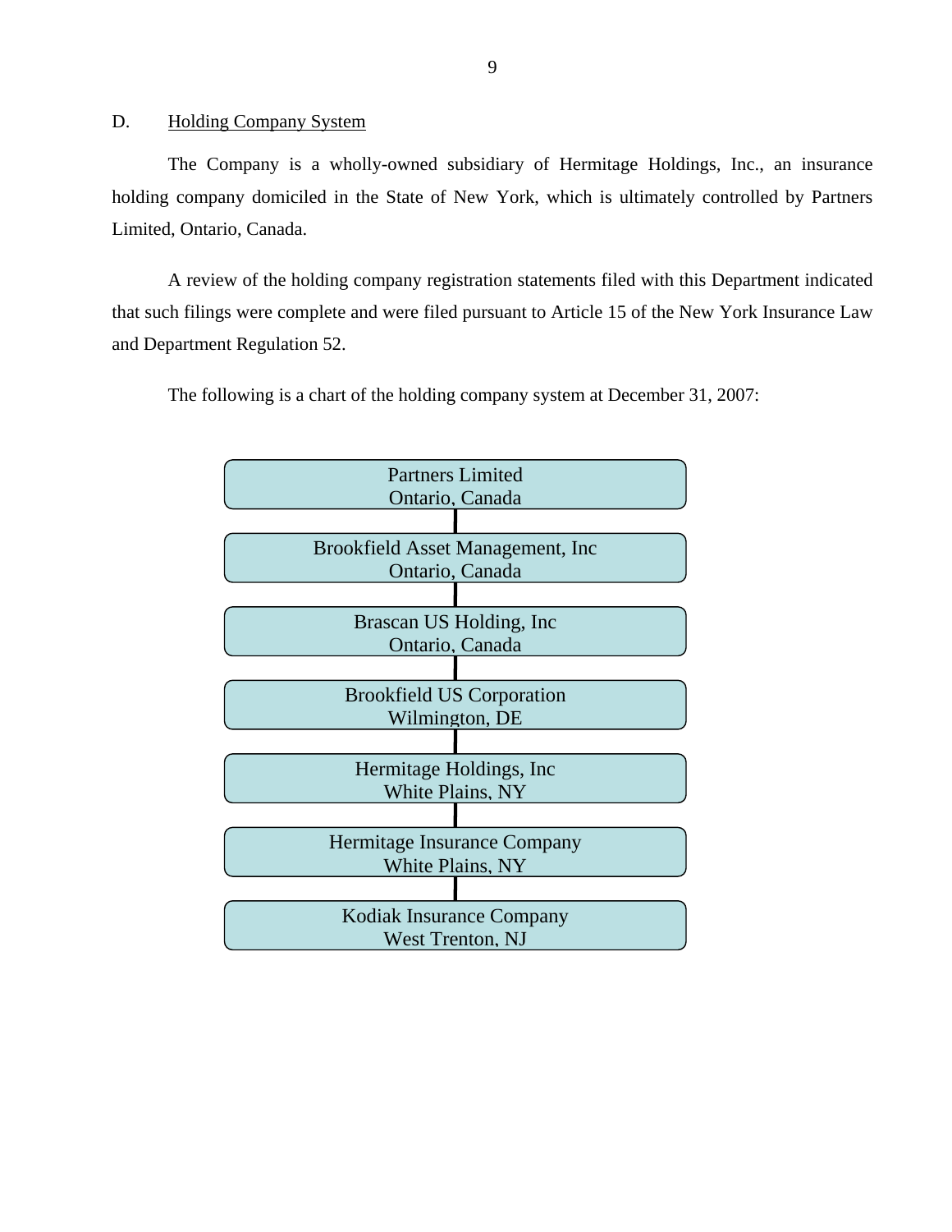## D. Holding Company System

The Company is a wholly-owned subsidiary of Hermitage Holdings, Inc., an insurance holding company domiciled in the State of New York, which is ultimately controlled by Partners Limited, Ontario, Canada.

A review of the holding company registration statements filed with this Department indicated that such filings were complete and were filed pursuant to Article 15 of the New York Insurance Law and Department Regulation 52.

The following is a chart of the holding company system at December 31, 2007:

Partners Limited
Ontario, Canada

Brookfield Asset Management, Inc
Ontario, Canada

Brascan US Holding, Inc
Ontario, Canada

Brookfield US Corporation
Wilmington, DE

Hermitage Holdings, Inc
White Plains, NY

Hermitage Insurance Company
White Plains, NY

Kodiak Insurance Company
West Trenton, NJ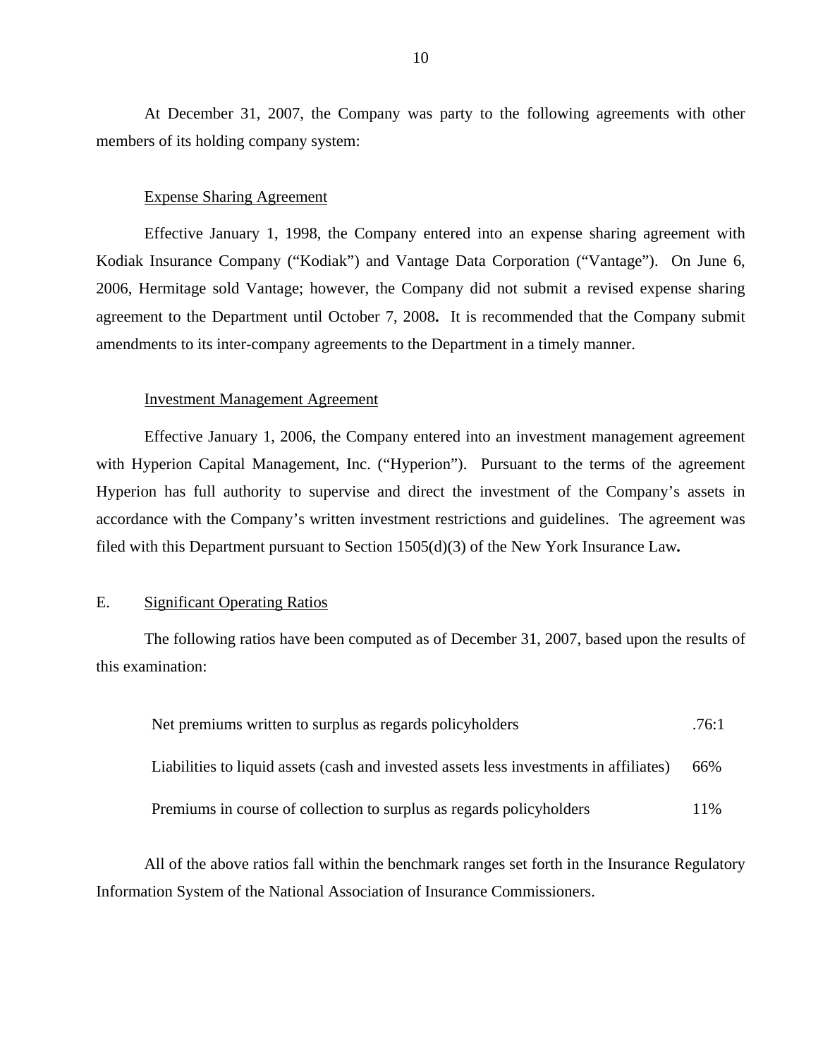At December 31, 2007, the Company was party to the following agreements with other members of its holding company system:

Expense Sharing Agreement

Effective January 1, 1998, the Company entered into an expense sharing agreement with Kodiak Insurance Company ("Kodiak") and Vantage Data Corporation ("Vantage"). On June 6, 2006, Hermitage sold Vantage; however, the Company did not submit a revised expense sharing agreement to the Department until October 7, 2008**.** It is recommended that the Company submit amendments to its inter-company agreements to the Department in a timely manner.

Investment Management Agreement

Effective January 1, 2006, the Company entered into an investment management agreement with Hyperion Capital Management, Inc. ("Hyperion"). Pursuant to the terms of the agreement Hyperion has full authority to supervise and direct the investment of the Company's assets in accordance with the Company's written investment restrictions and guidelines. The agreement was filed with this Department pursuant to Section 1505(d)(3) of the New York Insurance Law**.**

E. Significant Operating Ratios

The following ratios have been computed as of December 31, 2007, based upon the results of this examination:

| | |
|---|---|
| Net premiums written to surplus as regards policyholders | .76:1 |
| Liabilities to liquid assets (cash and invested assets less investments in affiliates) | 66% |
| Premiums in course of collection to surplus as regards policyholders | 11% |

All of the above ratios fall within the benchmark ranges set forth in the Insurance Regulatory Information System of the National Association of Insurance Commissioners.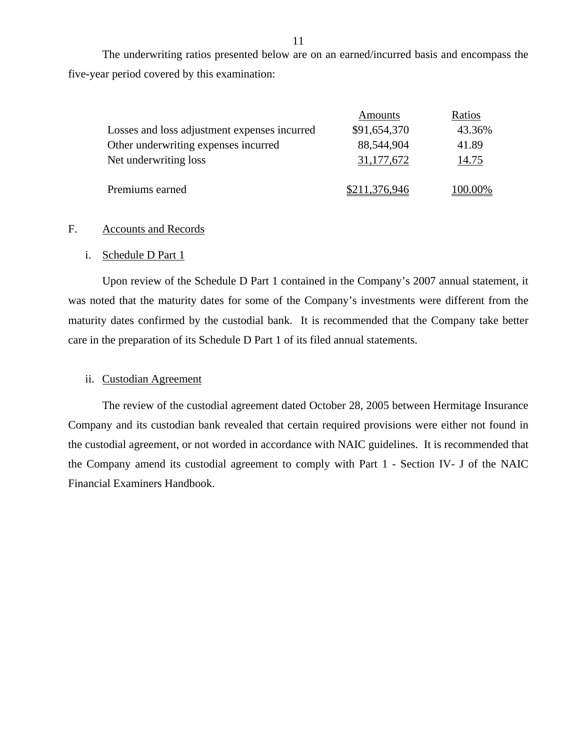The underwriting ratios presented below are on an earned/incurred basis and encompass the five-year period covered by this examination:

| | Amounts | Ratios |
|---|---|---|
| Losses and loss adjustment expenses incurred | $91,654,370 | 43.36% |
| Other underwriting expenses incurred | 88,544,904 | 41.89 |
| Net underwriting loss | 31,177,672 | 14.75 |
| Premiums earned | $211,376,946 | 100.00% |

## F. Accounts and Records

### i. Schedule D Part 1

Upon review of the Schedule D Part 1 contained in the Company's 2007 annual statement, it was noted that the maturity dates for some of the Company's investments were different from the maturity dates confirmed by the custodial bank. It is recommended that the Company take better care in the preparation of its Schedule D Part 1 of its filed annual statements.

### ii. Custodian Agreement

The review of the custodial agreement dated October 28, 2005 between Hermitage Insurance Company and its custodian bank revealed that certain required provisions were either not found in the custodial agreement, or not worded in accordance with NAIC guidelines. It is recommended that the Company amend its custodial agreement to comply with Part 1 - Section IV- J of the NAIC Financial Examiners Handbook.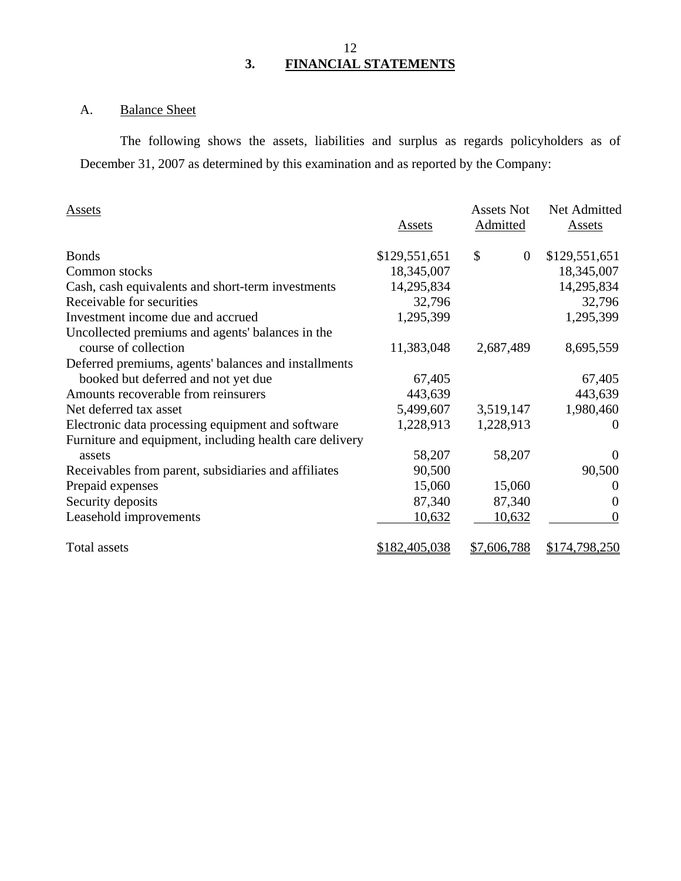## 3. FINANCIAL STATEMENTS

### A. Balance Sheet

The following shows the assets, liabilities and surplus as regards policyholders as of December 31, 2007 as determined by this examination and as reported by the Company:

| Assets | Assets | Assets Not Admitted | Net Admitted Assets |
|---|---|---|---|
| Bonds | $129,551,651 | $ 0 | $129,551,651 |
| Common stocks | 18,345,007 | | 18,345,007 |
| Cash, cash equivalents and short-term investments | 14,295,834 | | 14,295,834 |
| Receivable for securities | 32,796 | | 32,796 |
| Investment income due and accrued | 1,295,399 | | 1,295,399 |
| Uncollected premiums and agents' balances in the course of collection | 11,383,048 | 2,687,489 | 8,695,559 |
| Deferred premiums, agents' balances and installments booked but deferred and not yet due | 67,405 | | 67,405 |
| Amounts recoverable from reinsurers | 443,639 | | 443,639 |
| Net deferred tax asset | 5,499,607 | 3,519,147 | 1,980,460 |
| Electronic data processing equipment and software | 1,228,913 | 1,228,913 | 0 |
| Furniture and equipment, including health care delivery assets | 58,207 | 58,207 | 0 |
| Receivables from parent, subsidiaries and affiliates | 90,500 | | 90,500 |
| Prepaid expenses | 15,060 | 15,060 | 0 |
| Security deposits | 87,340 | 87,340 | 0 |
| Leasehold improvements | 10,632 | 10,632 | 0 |
| Total assets | $182,405,038 | $7,606,788 | $174,798,250 |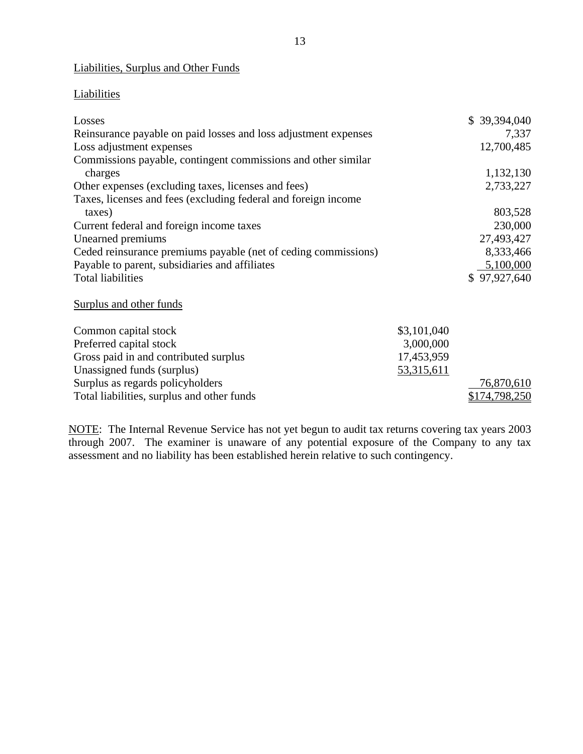Liabilities, Surplus and Other Funds

Liabilities

| | | |
|---|---|---|
| Losses | | $ 39,394,040 |
| Reinsurance payable on paid losses and loss adjustment expenses | | 7,337 |
| Loss adjustment expenses | | 12,700,485 |
| Commissions payable, contingent commissions and other similar charges | | 1,132,130 |
| Other expenses (excluding taxes, licenses and fees) | | 2,733,227 |
| Taxes, licenses and fees (excluding federal and foreign income taxes) | | 803,528 |
| Current federal and foreign income taxes | | 230,000 |
| Unearned premiums | | 27,493,427 |
| Ceded reinsurance premiums payable (net of ceding commissions) | | 8,333,466 |
| Payable to parent, subsidiaries and affiliates | | 5,100,000 |
| Total liabilities | | $ 97,927,640 |
| **Surplus and other funds** | | |
| Common capital stock | $3,101,040 | |
| Preferred capital stock | 3,000,000 | |
| Gross paid in and contributed surplus | 17,453,959 | |
| Unassigned funds (surplus) | 53,315,611 | |
| Surplus as regards policyholders | | 76,870,610 |
| Total liabilities, surplus and other funds | | $174,798,250 |

NOTE: The Internal Revenue Service has not yet begun to audit tax returns covering tax years 2003 through 2007. The examiner is unaware of any potential exposure of the Company to any tax assessment and no liability has been established herein relative to such contingency.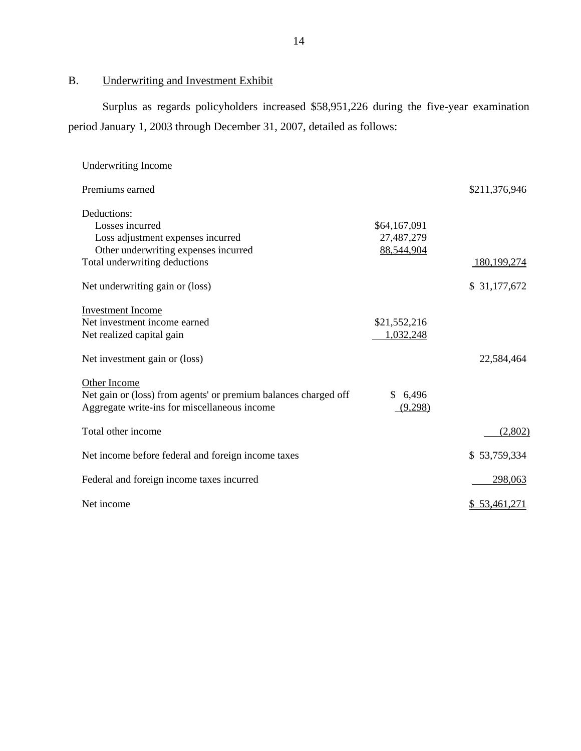## B. Underwriting and Investment Exhibit

Surplus as regards policyholders increased $58,951,226 during the five-year examination period January 1, 2003 through December 31, 2007, detailed as follows:

| | | |
|---|---|---|
| Underwriting Income | | |
| Premiums earned | | $211,376,946 |
| Deductions: | | |
| Losses incurred | $64,167,091 | |
| Loss adjustment expenses incurred | 27,487,279 | |
| Other underwriting expenses incurred | 88,544,904 | |
| Total underwriting deductions | | 180,199,274 |
| Net underwriting gain or (loss) | | $ 31,177,672 |
| Investment Income | | |
| Net investment income earned | $21,552,216 | |
| Net realized capital gain | 1,032,248 | |
| Net investment gain or (loss) | | 22,584,464 |
| Other Income | | |
| Net gain or (loss) from agents' or premium balances charged off | $ 6,496 | |
| Aggregate write-ins for miscellaneous income | (9,298) | |
| Total other income | | (2,802) |
| Net income before federal and foreign income taxes | | $ 53,759,334 |
| Federal and foreign income taxes incurred | | 298,063 |
| Net income | | $ 53,461,271 |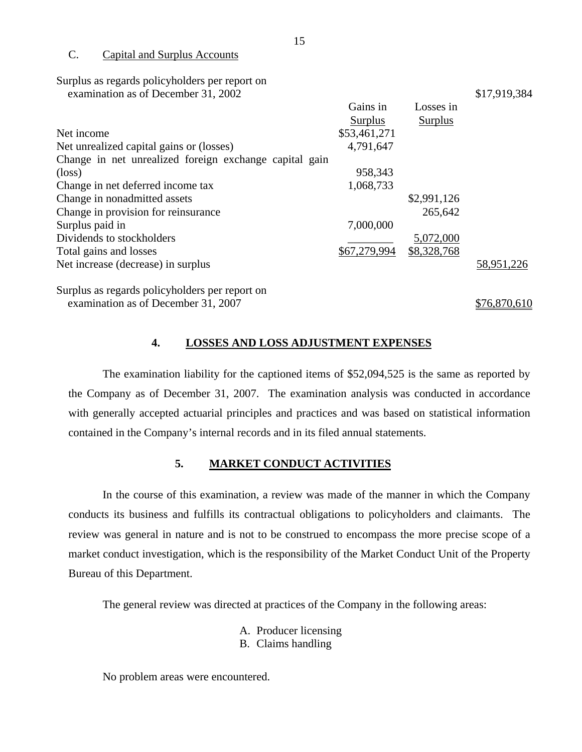C. Capital and Surplus Accounts

| | Gains in Surplus | Losses in Surplus | |
|---|---|---|---|
| Surplus as regards policyholders per report on examination as of December 31, 2002 | | | $17,919,384 |
| Net income | $53,461,271 | | |
| Net unrealized capital gains or (losses) | 4,791,647 | | |
| Change in net unrealized foreign exchange capital gain (loss) | 958,343 | | |
| Change in net deferred income tax | 1,068,733 | | |
| Change in nonadmitted assets | | $2,991,126 | |
| Change in provision for reinsurance | | 265,642 | |
| Surplus paid in | 7,000,000 | | |
| Dividends to stockholders | ________ | 5,072,000 | |
| Total gains and losses | $67,279,994 | $8,328,768 | |
| Net increase (decrease) in surplus | | | 58,951,226 |
| Surplus as regards policyholders per report on examination as of December 31, 2007 | | | $76,870,610 |

## 4. LOSSES AND LOSS ADJUSTMENT EXPENSES

The examination liability for the captioned items of $52,094,525 is the same as reported by the Company as of December 31, 2007. The examination analysis was conducted in accordance with generally accepted actuarial principles and practices and was based on statistical information contained in the Company's internal records and in its filed annual statements.

## 5. MARKET CONDUCT ACTIVITIES

In the course of this examination, a review was made of the manner in which the Company conducts its business and fulfills its contractual obligations to policyholders and claimants. The review was general in nature and is not to be construed to encompass the more precise scope of a market conduct investigation, which is the responsibility of the Market Conduct Unit of the Property Bureau of this Department.

The general review was directed at practices of the Company in the following areas:

A. Producer licensing
B. Claims handling

No problem areas were encountered.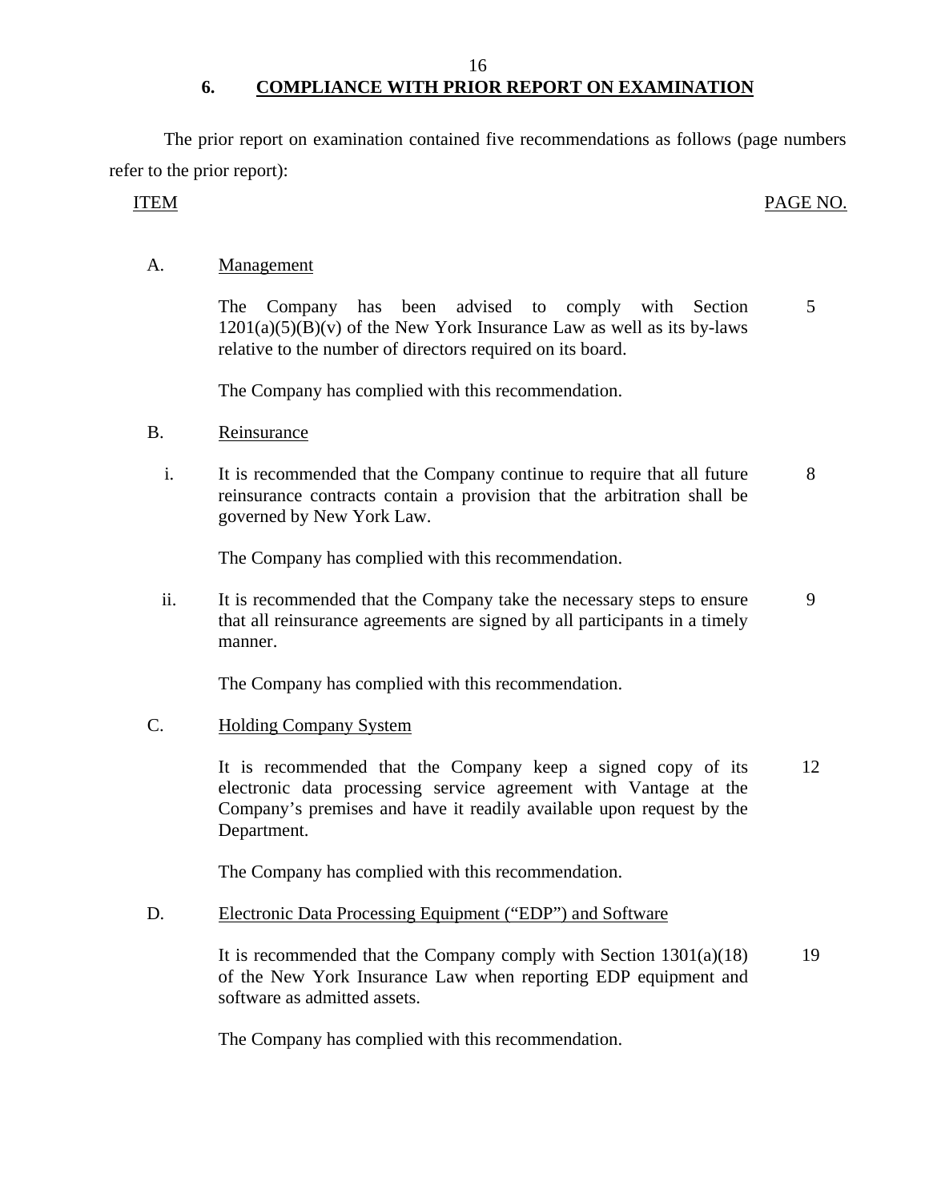## 6. COMPLIANCE WITH PRIOR REPORT ON EXAMINATION

The prior report on examination contained five recommendations as follows (page numbers refer to the prior report):

| ITEM | | PAGE NO. |
|---|---|---|
| A. | **Management** | |
| | The Company has been advised to comply with Section 1201(a)(5)(B)(v) of the New York Insurance Law as well as its by-laws relative to the number of directors required on its board. | 5 |
| | The Company has complied with this recommendation. | |
| B. | **Reinsurance** | |
| i. | It is recommended that the Company continue to require that all future reinsurance contracts contain a provision that the arbitration shall be governed by New York Law. | 8 |
| | The Company has complied with this recommendation. | |
| ii. | It is recommended that the Company take the necessary steps to ensure that all reinsurance agreements are signed by all participants in a timely manner. | 9 |
| | The Company has complied with this recommendation. | |
| C. | **Holding Company System** | |
| | It is recommended that the Company keep a signed copy of its electronic data processing service agreement with Vantage at the Company's premises and have it readily available upon request by the Department. | 12 |
| | The Company has complied with this recommendation. | |
| D. | **Electronic Data Processing Equipment ("EDP") and Software** | |
| | It is recommended that the Company comply with Section 1301(a)(18) of the New York Insurance Law when reporting EDP equipment and software as admitted assets. | 19 |
| | The Company has complied with this recommendation. | |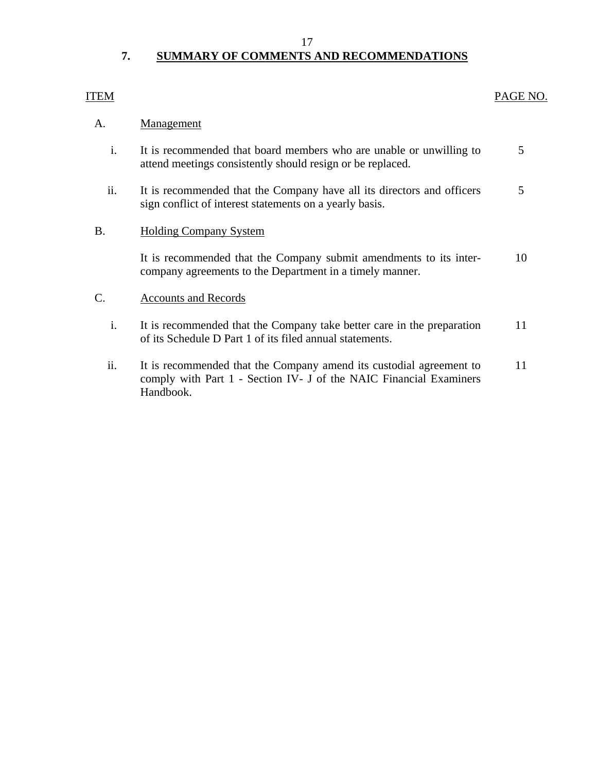## 7. SUMMARY OF COMMENTS AND RECOMMENDATIONS

| ITEM | | | PAGE NO. |
|---|---|---|---|
| A. | | Management | |
| | i. | It is recommended that board members who are unable or unwilling to attend meetings consistently should resign or be replaced. | 5 |
| | ii. | It is recommended that the Company have all its directors and officers sign conflict of interest statements on a yearly basis. | 5 |
| B. | | Holding Company System | |
| | | It is recommended that the Company submit amendments to its inter-company agreements to the Department in a timely manner. | 10 |
| C. | | Accounts and Records | |
| | i. | It is recommended that the Company take better care in the preparation of its Schedule D Part 1 of its filed annual statements. | 11 |
| | ii. | It is recommended that the Company amend its custodial agreement to comply with Part 1 - Section IV- J of the NAIC Financial Examiners Handbook. | 11 |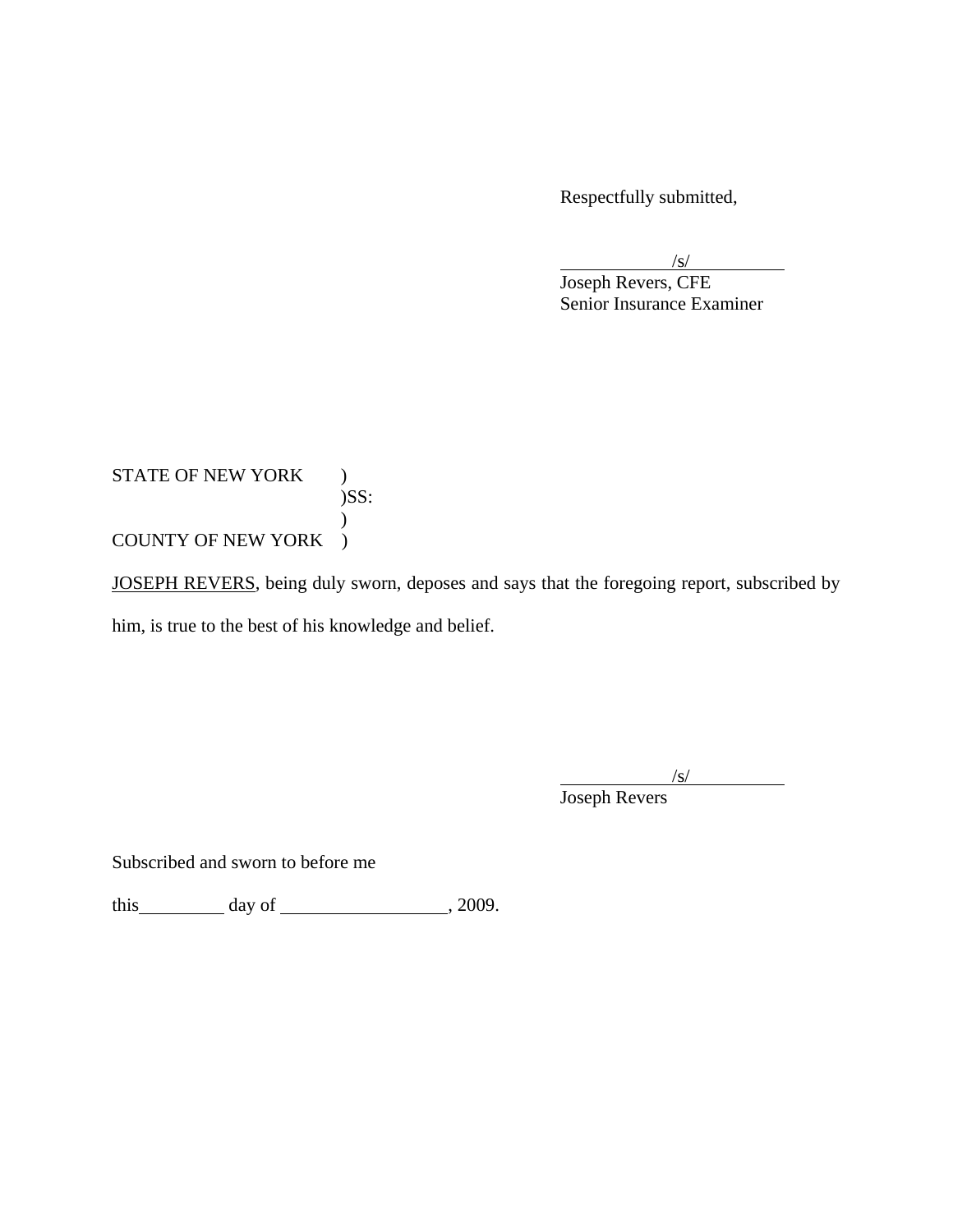Respectfully submitted,

/s/
Joseph Revers, CFE
Senior Insurance Examiner

STATE OF NEW YORK )
)SS:
)
COUNTY OF NEW YORK )

JOSEPH REVERS, being duly sworn, deposes and says that the foregoing report, subscribed by him, is true to the best of his knowledge and belief.

/s/
Joseph Revers

Subscribed and sworn to before me

this\_\_\_\_\_\_\_\_\_ day of \_\_\_\_\_\_\_\_\_\_\_\_\_\_\_\_\_, 2009.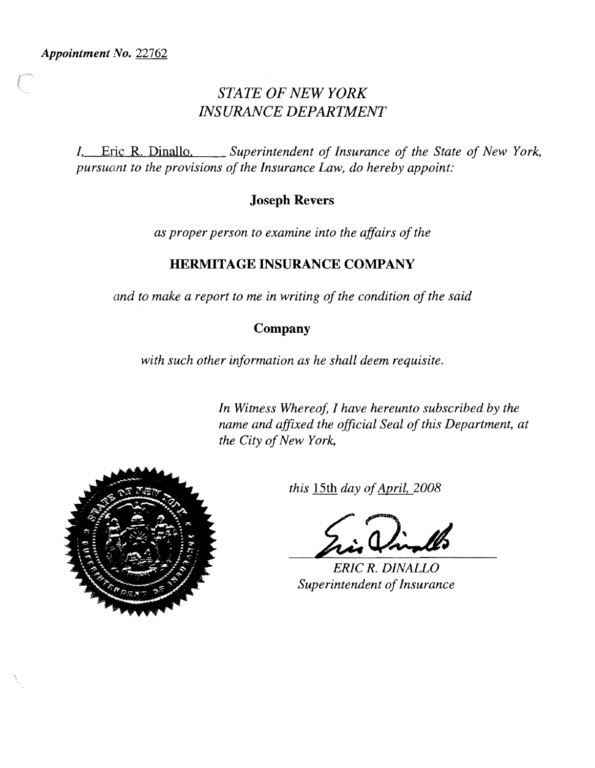*Appointment No.* 22762

## *STATE OF NEW YORK*
## *INSURANCE DEPARTMENT*

*I,* Eric R. Dinallo, *Superintendent of Insurance of the State of New York, pursuant to the provisions of the Insurance Law, do hereby appoint:*

**Joseph Revers**

*as proper person to examine into the affairs of the*

**HERMITAGE INSURANCE COMPANY**

*and to make a report to me in writing of the condition of the said*

**Company**

*with such other information as he shall deem requisite.*

*In Witness Whereof, I have hereunto subscribed by the name and affixed the official Seal of this Department, at the City of New York,*

*this* 15th *day of* April, *2008*

*ERIC R. DINALLO*
*Superintendent of Insurance*